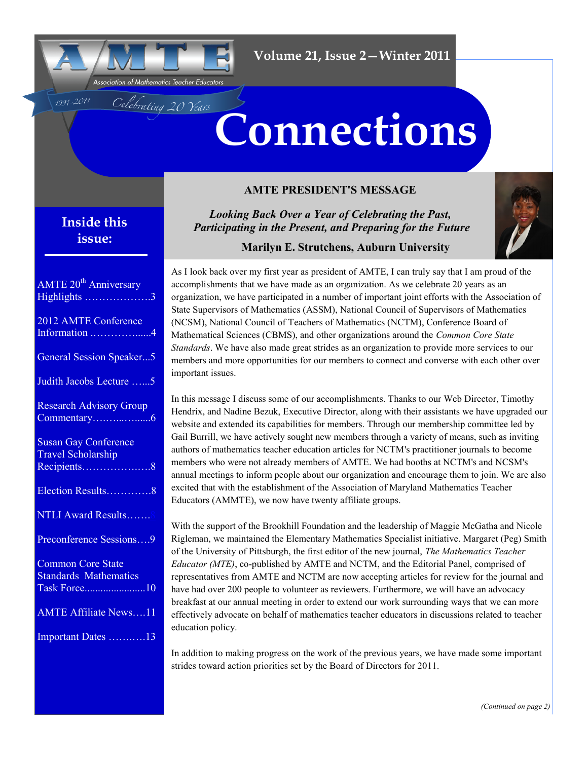# Connections

AMTE — Association of Mathematics Teacher Educators

1991-2011 Celebrating 20 Years

Volume 21, Issue 2—Winter 2011

## Inside this issue:

- AMTE 20th Anniversary Highlights ……………….3
- 2012 AMTE Conference Information ……………......4
- General Session Speaker...5
- Judith Jacobs Lecture …...5
- Research Advisory Group Commentary……..…......6
- Susan Gay Conference Travel Scholarship Recipients……………….8
- Election Results………….8
- NTLI Award Results…….
- Preconference Sessions….9
- Common Core State Standards Mathematics Task Force.......................10
- AMTE Affiliate News….11
- Important Dates ……..…13

## AMTE PRESIDENT'S MESSAGE

### *Looking Back Over a Year of Celebrating the Past, Participating in the Present, and Preparing for the Future*

**Marilyn E. Strutchens, Auburn University**

As I look back over my first year as president of AMTE, I can truly say that I am proud of the accomplishments that we have made as an organization. As we celebrate 20 years as an organization, we have participated in a number of important joint efforts with the Association of State Supervisors of Mathematics (ASSM), National Council of Supervisors of Mathematics (NCSM), National Council of Teachers of Mathematics (NCTM), Conference Board of Mathematical Sciences (CBMS), and other organizations around the *Common Core State Standards*. We have also made great strides as an organization to provide more services to our members and more opportunities for our members to connect and converse with each other over important issues.

In this message I discuss some of our accomplishments. Thanks to our Web Director, Timothy Hendrix, and Nadine Bezuk, Executive Director, along with their assistants we have upgraded our website and extended its capabilities for members. Through our membership committee led by Gail Burrill, we have actively sought new members through a variety of means, such as inviting authors of mathematics teacher education articles for NCTM's practitioner journals to become members who were not already members of AMTE. We had booths at NCTM's and NCSM's annual meetings to inform people about our organization and encourage them to join. We are also excited that with the establishment of the Association of Maryland Mathematics Teacher Educators (AMMTE), we now have twenty affiliate groups.

With the support of the Brookhill Foundation and the leadership of Maggie McGatha and Nicole Rigleman, we maintained the Elementary Mathematics Specialist initiative. Margaret (Peg) Smith of the University of Pittsburgh, the first editor of the new journal, *The Mathematics Teacher Educator (MTE)*, co-published by AMTE and NCTM, and the Editorial Panel, comprised of representatives from AMTE and NCTM are now accepting articles for review for the journal and have had over 200 people to volunteer as reviewers. Furthermore, we will have an advocacy breakfast at our annual meeting in order to extend our work surrounding ways that we can more effectively advocate on behalf of mathematics teacher educators in discussions related to teacher education policy.

In addition to making progress on the work of the previous years, we have made some important strides toward action priorities set by the Board of Directors for 2011.

*(Continued on page 2)*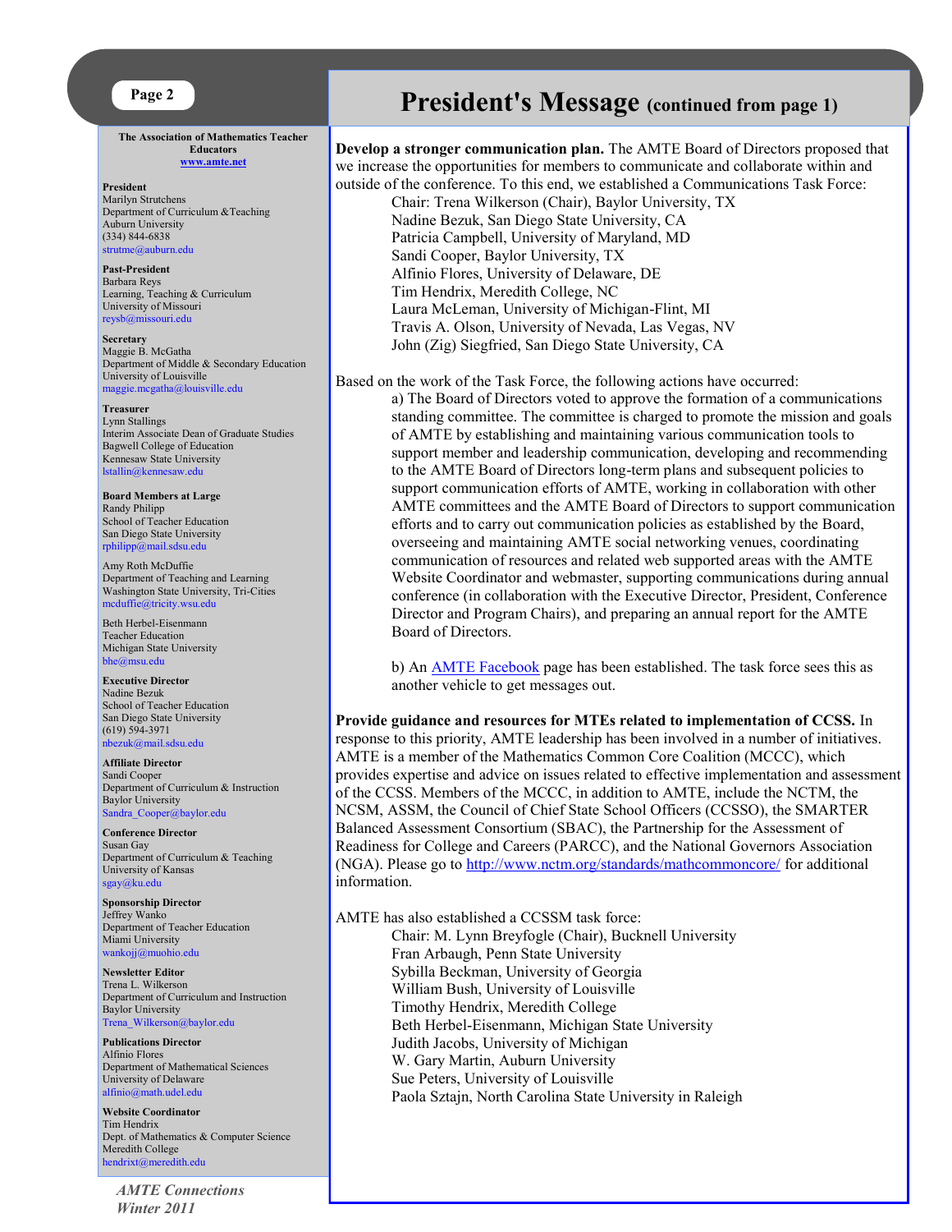## President's Message (continued from page 1)

**Develop a stronger communication plan.** The AMTE Board of Directors proposed that we increase the opportunities for members to communicate and collaborate within and outside of the conference. To this end, we established a Communications Task Force:

- Chair: Trena Wilkerson (Chair), Baylor University, TX
- Nadine Bezuk, San Diego State University, CA
- Patricia Campbell, University of Maryland, MD
- Sandi Cooper, Baylor University, TX
- Alfinio Flores, University of Delaware, DE
- Tim Hendrix, Meredith College, NC
- Laura McLeman, University of Michigan-Flint, MI
- Travis A. Olson, University of Nevada, Las Vegas, NV
- John (Zig) Siegfried, San Diego State University, CA

Based on the work of the Task Force, the following actions have occurred:

a) The Board of Directors voted to approve the formation of a communications standing committee. The committee is charged to promote the mission and goals of AMTE by establishing and maintaining various communication tools to support member and leadership communication, developing and recommending to the AMTE Board of Directors long-term plans and subsequent policies to support communication efforts of AMTE, working in collaboration with other AMTE committees and the AMTE Board of Directors to support communication efforts and to carry out communication policies as established by the Board, overseeing and maintaining AMTE social networking venues, coordinating communication of resources and related web supported areas with the AMTE Website Coordinator and webmaster, supporting communications during annual conference (in collaboration with the Executive Director, President, Conference Director and Program Chairs), and preparing an annual report for the AMTE Board of Directors.

b) An AMTE Facebook page has been established. The task force sees this as another vehicle to get messages out.

**Provide guidance and resources for MTEs related to implementation of CCSS.** In response to this priority, AMTE leadership has been involved in a number of initiatives. AMTE is a member of the Mathematics Common Core Coalition (MCCC), which provides expertise and advice on issues related to effective implementation and assessment of the CCSS. Members of the MCCC, in addition to AMTE, include the NCTM, the NCSM, ASSM, the Council of Chief State School Officers (CCSSO), the SMARTER Balanced Assessment Consortium (SBAC), the Partnership for the Assessment of Readiness for College and Careers (PARCC), and the National Governors Association (NGA). Please go to http://www.nctm.org/standards/mathcommoncore/ for additional information.

AMTE has also established a CCSSM task force:

- Chair: M. Lynn Breyfogle (Chair), Bucknell University
- Fran Arbaugh, Penn State University
- Sybilla Beckman, University of Georgia
- William Bush, University of Louisville
- Timothy Hendrix, Meredith College
- Beth Herbel-Eisenmann, Michigan State University
- Judith Jacobs, University of Michigan
- W. Gary Martin, Auburn University
- Sue Peters, University of Louisville
- Paola Sztajn, North Carolina State University in Raleigh

---

**The Association of Mathematics Teacher Educators**
www.amte.net

**President**
Marilyn Strutchens
Department of Curriculum &Teaching
Auburn University
(334) 844-6838
strutme@auburn.edu

**Past-President**
Barbara Reys
Learning, Teaching & Curriculum
University of Missouri
reysb@missouri.edu

**Secretary**
Maggie B. McGatha
Department of Middle & Secondary Education
University of Louisville
maggie.mcgatha@louisville.edu

**Treasurer**
Lynn Stallings
Interim Associate Dean of Graduate Studies
Bagwell College of Education
Kennesaw State University
lstallin@kennesaw.edu

**Board Members at Large**
Randy Philipp
School of Teacher Education
San Diego State University
rphilipp@mail.sdsu.edu

Amy Roth McDuffie
Department of Teaching and Learning
Washington State University, Tri-Cities
mcduffie@tricity.wsu.edu

Beth Herbel-Eisenmann
Teacher Education
Michigan State University
bhe@msu.edu

**Executive Director**
Nadine Bezuk
School of Teacher Education
San Diego State University
(619) 594-3971
nbezuk@mail.sdsu.edu

**Affiliate Director**
Sandi Cooper
Department of Curriculum & Instruction
Baylor University
Sandra_Cooper@baylor.edu

**Conference Director**
Susan Gay
Department of Curriculum & Teaching
University of Kansas
sgay@ku.edu

**Sponsorship Director**
Jeffrey Wanko
Department of Teacher Education
Miami University
wankojj@muohio.edu

**Newsletter Editor**
Trena L. Wilkerson
Department of Curriculum and Instruction
Baylor University
Trena_Wilkerson@baylor.edu

**Publications Director**
Alfinio Flores
Department of Mathematical Sciences
University of Delaware
alfinio@math.udel.edu

**Website Coordinator**
Tim Hendrix
Dept. of Mathematics & Computer Science
Meredith College
hendrixt@meredith.edu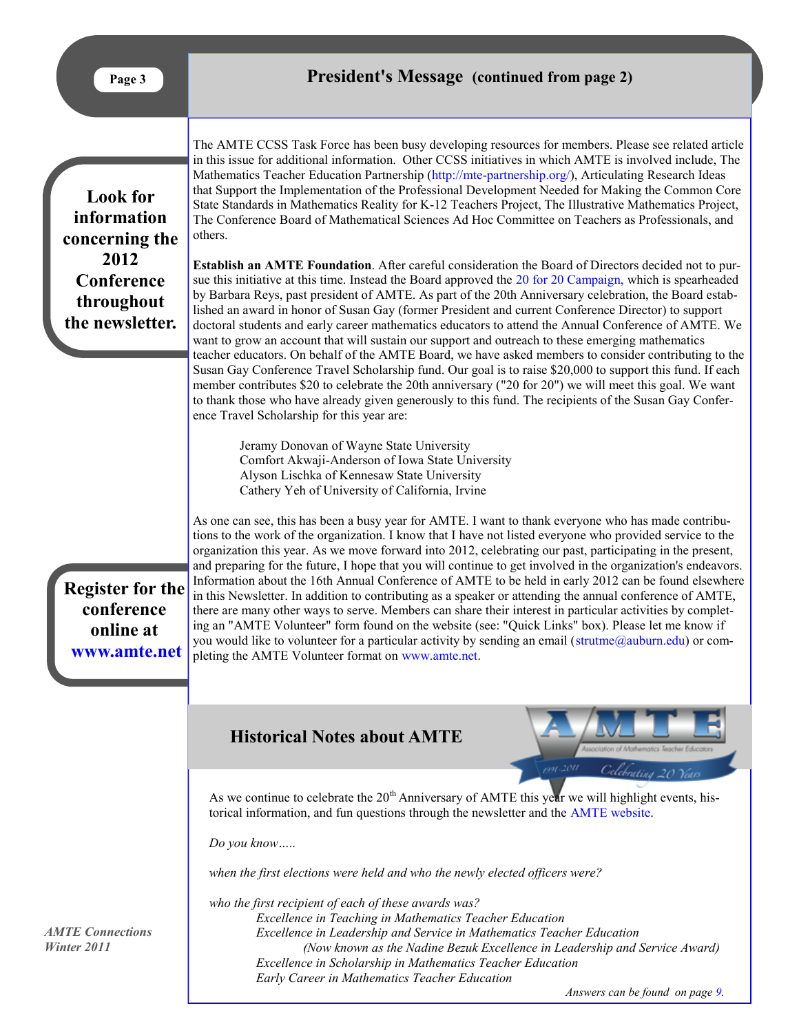## President's Message (continued from page 2)

**Look for information concerning the 2012 Conference throughout the newsletter.**

The AMTE CCSS Task Force has been busy developing resources for members. Please see related article in this issue for additional information. Other CCSS initiatives in which AMTE is involved include, The Mathematics Teacher Education Partnership (http://mte-partnership.org/), Articulating Research Ideas that Support the Implementation of the Professional Development Needed for Making the Common Core State Standards in Mathematics Reality for K-12 Teachers Project, The Illustrative Mathematics Project, The Conference Board of Mathematical Sciences Ad Hoc Committee on Teachers as Professionals, and others.

**Establish an AMTE Foundation**. After careful consideration the Board of Directors decided not to pursue this initiative at this time. Instead the Board approved the 20 for 20 Campaign, which is spearheaded by Barbara Reys, past president of AMTE. As part of the 20th Anniversary celebration, the Board established an award in honor of Susan Gay (former President and current Conference Director) to support doctoral students and early career mathematics educators to attend the Annual Conference of AMTE. We want to grow an account that will sustain our support and outreach to these emerging mathematics teacher educators. On behalf of the AMTE Board, we have asked members to consider contributing to the Susan Gay Conference Travel Scholarship fund. Our goal is to raise $20,000 to support this fund. If each member contributes $20 to celebrate the 20th anniversary ("20 for 20") we will meet this goal. We want to thank those who have already given generously to this fund. The recipients of the Susan Gay Conference Travel Scholarship for this year are:

Jeramy Donovan of Wayne State University
Comfort Akwaji-Anderson of Iowa State University
Alyson Lischka of Kennesaw State University
Cathery Yeh of University of California, Irvine

**Register for the conference online at www.amte.net**

As one can see, this has been a busy year for AMTE. I want to thank everyone who has made contributions to the work of the organization. I know that I have not listed everyone who provided service to the organization this year. As we move forward into 2012, celebrating our past, participating in the present, and preparing for the future, I hope that you will continue to get involved in the organization's endeavors. Information about the 16th Annual Conference of AMTE to be held in early 2012 can be found elsewhere in this Newsletter. In addition to contributing as a speaker or attending the annual conference of AMTE, there are many other ways to serve. Members can share their interest in particular activities by completing an "AMTE Volunteer" form found on the website (see: "Quick Links" box). Please let me know if you would like to volunteer for a particular activity by sending an email (strutme@auburn.edu) or completing the AMTE Volunteer format on www.amte.net.

## Historical Notes about AMTE

AMTE — Association of Mathematics Teacher Educators — 1991-2011 Celebrating 20 Years

As we continue to celebrate the 20th Anniversary of AMTE this year we will highlight events, historical information, and fun questions through the newsletter and the AMTE website.

*Do you know…..*

*when the first elections were held and who the newly elected officers were?*

*who the first recipient of each of these awards was?*

*Excellence in Teaching in Mathematics Teacher Education*
*Excellence in Leadership and Service in Mathematics Teacher Education*
*(Now known as the Nadine Bezuk Excellence in Leadership and Service Award)*
*Excellence in Scholarship in Mathematics Teacher Education*
*Early Career in Mathematics Teacher Education*

*Answers can be found on page 9.*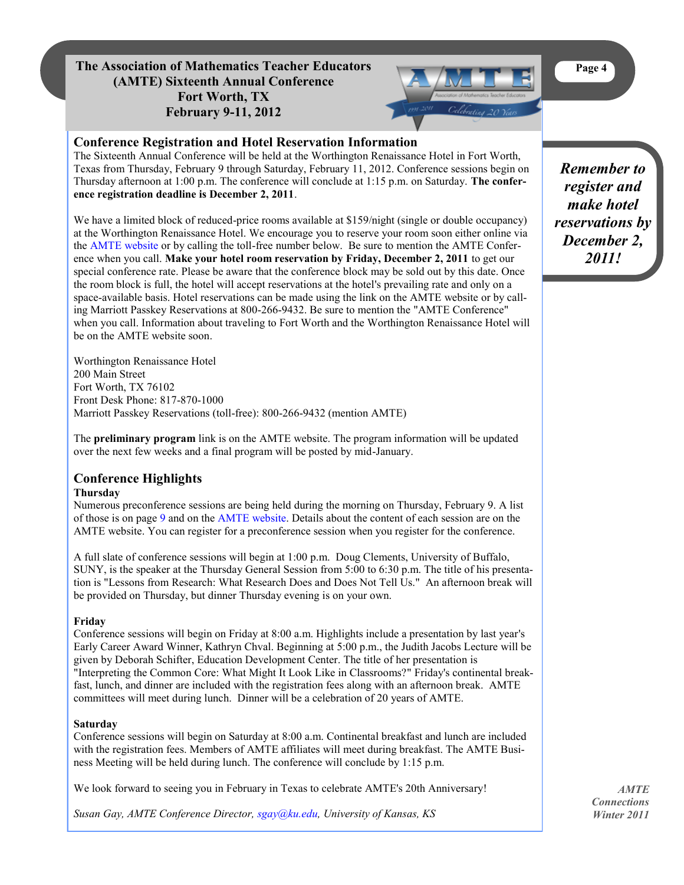# The Association of Mathematics Teacher Educators (AMTE) Sixteenth Annual Conference
# Fort Worth, TX
# February 9-11, 2012

## Conference Registration and Hotel Reservation Information

The Sixteenth Annual Conference will be held at the Worthington Renaissance Hotel in Fort Worth, Texas from Thursday, February 9 through Saturday, February 11, 2012. Conference sessions begin on Thursday afternoon at 1:00 p.m. The conference will conclude at 1:15 p.m. on Saturday. **The conference registration deadline is December 2, 2011**.

We have a limited block of reduced-price rooms available at $159/night (single or double occupancy) at the Worthington Renaissance Hotel. We encourage you to reserve your room soon either online via the AMTE website or by calling the toll-free number below. Be sure to mention the AMTE Conference when you call. **Make your hotel room reservation by Friday, December 2, 2011** to get our special conference rate. Please be aware that the conference block may be sold out by this date. Once the room block is full, the hotel will accept reservations at the hotel's prevailing rate and only on a space-available basis. Hotel reservations can be made using the link on the AMTE website or by calling Marriott Passkey Reservations at 800-266-9432. Be sure to mention the "AMTE Conference" when you call. Information about traveling to Fort Worth and the Worthington Renaissance Hotel will be on the AMTE website soon.

***Remember to register and make hotel reservations by December 2, 2011!***

Worthington Renaissance Hotel
200 Main Street
Fort Worth, TX 76102
Front Desk Phone: 817-870-1000
Marriott Passkey Reservations (toll-free): 800-266-9432 (mention AMTE)

The **preliminary program** link is on the AMTE website. The program information will be updated over the next few weeks and a final program will be posted by mid-January.

## Conference Highlights

### Thursday

Numerous preconference sessions are being held during the morning on Thursday, February 9. A list of those is on page 9 and on the AMTE website. Details about the content of each session are on the AMTE website. You can register for a preconference session when you register for the conference.

A full slate of conference sessions will begin at 1:00 p.m. Doug Clements, University of Buffalo, SUNY, is the speaker at the Thursday General Session from 5:00 to 6:30 p.m. The title of his presentation is "Lessons from Research: What Research Does and Does Not Tell Us." An afternoon break will be provided on Thursday, but dinner Thursday evening is on your own.

### Friday

Conference sessions will begin on Friday at 8:00 a.m. Highlights include a presentation by last year's Early Career Award Winner, Kathryn Chval. Beginning at 5:00 p.m., the Judith Jacobs Lecture will be given by Deborah Schifter, Education Development Center. The title of her presentation is "Interpreting the Common Core: What Might It Look Like in Classrooms?" Friday's continental breakfast, lunch, and dinner are included with the registration fees along with an afternoon break. AMTE committees will meet during lunch. Dinner will be a celebration of 20 years of AMTE.

### Saturday

Conference sessions will begin on Saturday at 8:00 a.m. Continental breakfast and lunch are included with the registration fees. Members of AMTE affiliates will meet during breakfast. The AMTE Business Meeting will be held during lunch. The conference will conclude by 1:15 p.m.

We look forward to seeing you in February in Texas to celebrate AMTE's 20th Anniversary!

*Susan Gay, AMTE Conference Director, sgay@ku.edu, University of Kansas, KS*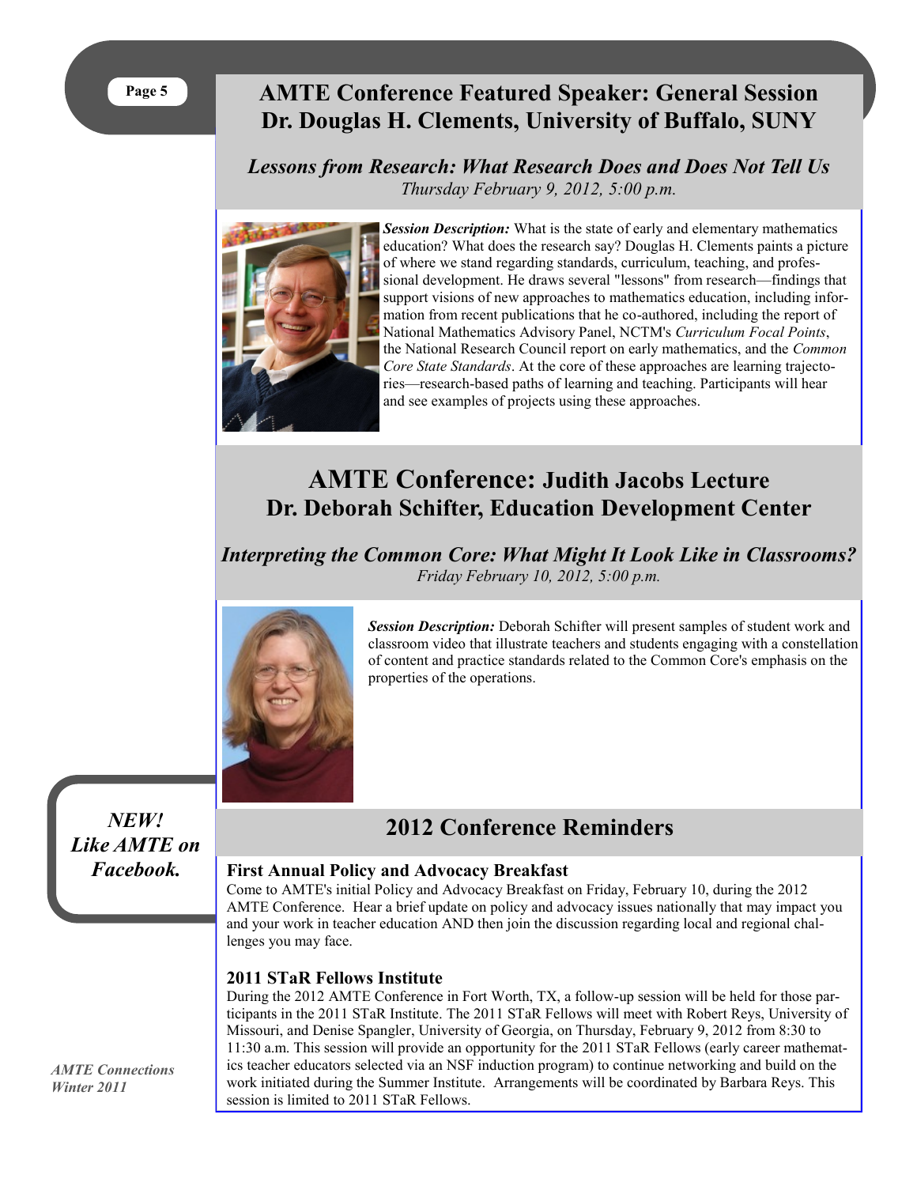# AMTE Conference Featured Speaker: General Session
# Dr. Douglas H. Clements, University of Buffalo, SUNY

## *Lessons from Research: What Research Does and Does Not Tell Us*

*Thursday February 9, 2012, 5:00 p.m.*

***Session Description:*** What is the state of early and elementary mathematics education? What does the research say? Douglas H. Clements paints a picture of where we stand regarding standards, curriculum, teaching, and professional development. He draws several "lessons" from research—findings that support visions of new approaches to mathematics education, including information from recent publications that he co-authored, including the report of National Mathematics Advisory Panel, NCTM's *Curriculum Focal Points*, the National Research Council report on early mathematics, and the *Common Core State Standards*. At the core of these approaches are learning trajectories—research-based paths of learning and teaching. Participants will hear and see examples of projects using these approaches.

# AMTE Conference: Judith Jacobs Lecture
# Dr. Deborah Schifter, Education Development Center

## *Interpreting the Common Core: What Might It Look Like in Classrooms?*

*Friday February 10, 2012, 5:00 p.m.*

***Session Description:*** Deborah Schifter will present samples of student work and classroom video that illustrate teachers and students engaging with a constellation of content and practice standards related to the Common Core's emphasis on the properties of the operations.

***NEW! Like AMTE on Facebook.***

# 2012 Conference Reminders

### First Annual Policy and Advocacy Breakfast

Come to AMTE's initial Policy and Advocacy Breakfast on Friday, February 10, during the 2012 AMTE Conference. Hear a brief update on policy and advocacy issues nationally that may impact you and your work in teacher education AND then join the discussion regarding local and regional challenges you may face.

### 2011 STaR Fellows Institute

During the 2012 AMTE Conference in Fort Worth, TX, a follow-up session will be held for those participants in the 2011 STaR Institute. The 2011 STaR Fellows will meet with Robert Reys, University of Missouri, and Denise Spangler, University of Georgia, on Thursday, February 9, 2012 from 8:30 to 11:30 a.m. This session will provide an opportunity for the 2011 STaR Fellows (early career mathematics teacher educators selected via an NSF induction program) to continue networking and build on the work initiated during the Summer Institute. Arrangements will be coordinated by Barbara Reys. This session is limited to 2011 STaR Fellows.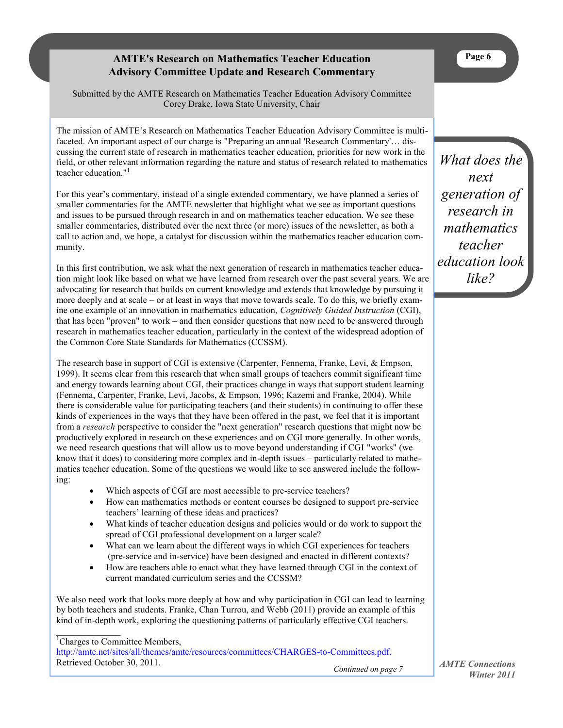## AMTE's Research on Mathematics Teacher Education Advisory Committee Update and Research Commentary

Submitted by the AMTE Research on Mathematics Teacher Education Advisory Committee
Corey Drake, Iowa State University, Chair

The mission of AMTE's Research on Mathematics Teacher Education Advisory Committee is multi-faceted. An important aspect of our charge is "Preparing an annual 'Research Commentary'… discussing the current state of research in mathematics teacher education, priorities for new work in the field, or other relevant information regarding the nature and status of research related to mathematics teacher education."[1]

*What does the next generation of research in mathematics teacher education look like?*

For this year's commentary, instead of a single extended commentary, we have planned a series of smaller commentaries for the AMTE newsletter that highlight what we see as important questions and issues to be pursued through research in and on mathematics teacher education. We see these smaller commentaries, distributed over the next three (or more) issues of the newsletter, as both a call to action and, we hope, a catalyst for discussion within the mathematics teacher education community.

In this first contribution, we ask what the next generation of research in mathematics teacher education might look like based on what we have learned from research over the past several years. We are advocating for research that builds on current knowledge and extends that knowledge by pursuing it more deeply and at scale – or at least in ways that move towards scale. To do this, we briefly examine one example of an innovation in mathematics education, *Cognitively Guided Instruction* (CGI), that has been "proven" to work – and then consider questions that now need to be answered through research in mathematics teacher education, particularly in the context of the widespread adoption of the Common Core State Standards for Mathematics (CCSSM).

The research base in support of CGI is extensive (Carpenter, Fennema, Franke, Levi, & Empson, 1999). It seems clear from this research that when small groups of teachers commit significant time and energy towards learning about CGI, their practices change in ways that support student learning (Fennema, Carpenter, Franke, Levi, Jacobs, & Empson, 1996; Kazemi and Franke, 2004). While there is considerable value for participating teachers (and their students) in continuing to offer these kinds of experiences in the ways that they have been offered in the past, we feel that it is important from a *research* perspective to consider the "next generation" research questions that might now be productively explored in research on these experiences and on CGI more generally. In other words, we need research questions that will allow us to move beyond understanding if CGI "works" (we know that it does) to considering more complex and in-depth issues – particularly related to mathematics teacher education. Some of the questions we would like to see answered include the following:

- Which aspects of CGI are most accessible to pre-service teachers?
- How can mathematics methods or content courses be designed to support pre-service teachers' learning of these ideas and practices?
- What kinds of teacher education designs and policies would or do work to support the spread of CGI professional development on a larger scale?
- What can we learn about the different ways in which CGI experiences for teachers (pre-service and in-service) have been designed and enacted in different contexts?
- How are teachers able to enact what they have learned through CGI in the context of current mandated curriculum series and the CCSSM?

We also need work that looks more deeply at how and why participation in CGI can lead to learning by both teachers and students. Franke, Chan Turrou, and Webb (2011) provide an example of this kind of in-depth work, exploring the questioning patterns of particularly effective CGI teachers.

---

[1] Charges to Committee Members, http://amte.net/sites/all/themes/amte/resources/committees/CHARGES-to-Committees.pdf. Retrieved October 30, 2011.

*Continued on page 7*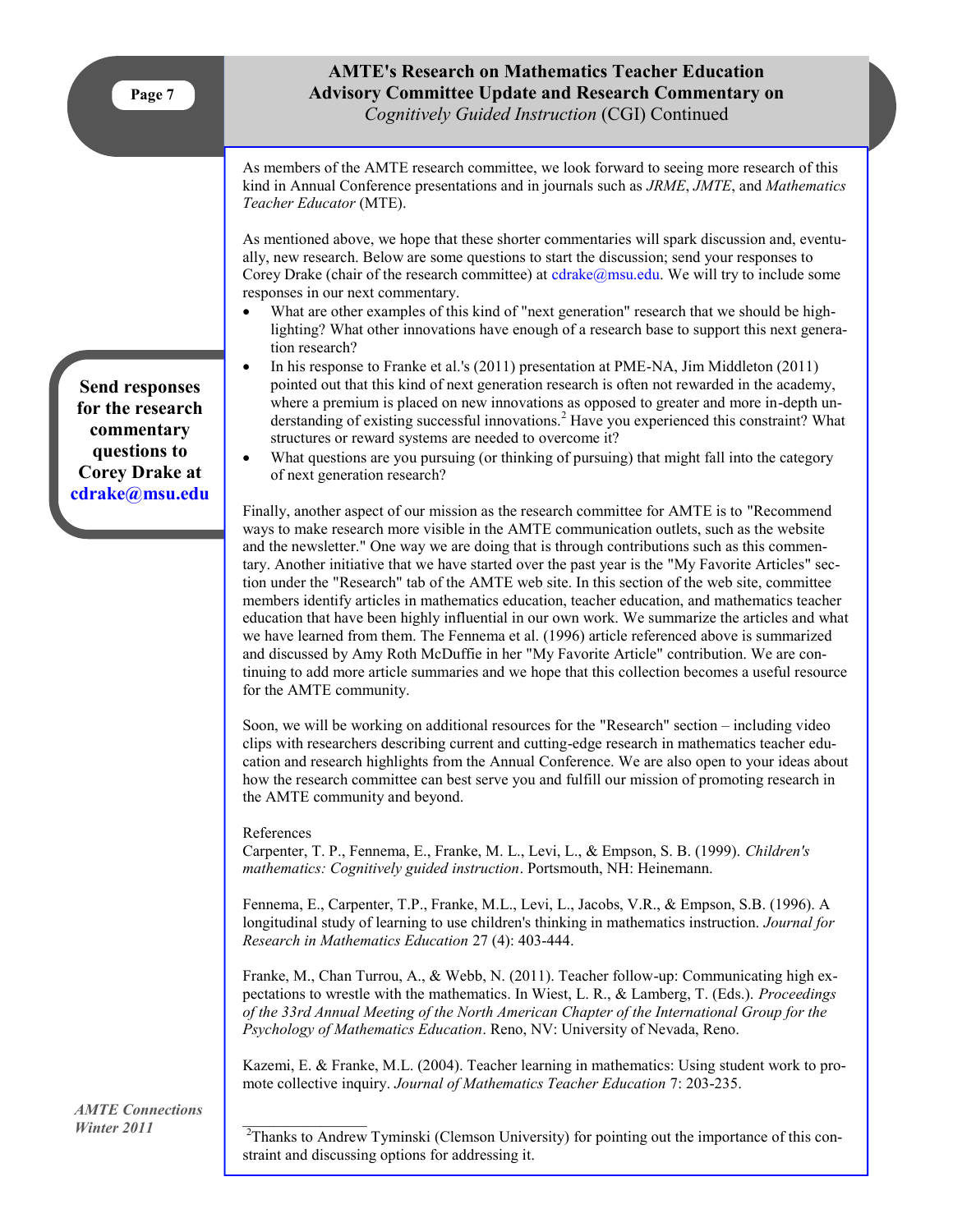## AMTE's Research on Mathematics Teacher Education Advisory Committee Update and Research Commentary on *Cognitively Guided Instruction* (CGI) Continued

As members of the AMTE research committee, we look forward to seeing more research of this kind in Annual Conference presentations and in journals such as *JRME*, *JMTE*, and *Mathematics Teacher Educator* (MTE).

As mentioned above, we hope that these shorter commentaries will spark discussion and, eventually, new research. Below are some questions to start the discussion; send your responses to Corey Drake (chair of the research committee) at cdrake@msu.edu. We will try to include some responses in our next commentary.

- What are other examples of this kind of "next generation" research that we should be highlighting? What other innovations have enough of a research base to support this next generation research?
- In his response to Franke et al.'s (2011) presentation at PME-NA, Jim Middleton (2011) pointed out that this kind of next generation research is often not rewarded in the academy, where a premium is placed on new innovations as opposed to greater and more in-depth understanding of existing successful innovations.[2] Have you experienced this constraint? What structures or reward systems are needed to overcome it?
- What questions are you pursuing (or thinking of pursuing) that might fall into the category of next generation research?

**Send responses for the research commentary questions to Corey Drake at cdrake@msu.edu**

Finally, another aspect of our mission as the research committee for AMTE is to "Recommend ways to make research more visible in the AMTE communication outlets, such as the website and the newsletter." One way we are doing that is through contributions such as this commentary. Another initiative that we have started over the past year is the "My Favorite Articles" section under the "Research" tab of the AMTE web site. In this section of the web site, committee members identify articles in mathematics education, teacher education, and mathematics teacher education that have been highly influential in our own work. We summarize the articles and what we have learned from them. The Fennema et al. (1996) article referenced above is summarized and discussed by Amy Roth McDuffie in her "My Favorite Article" contribution. We are continuing to add more article summaries and we hope that this collection becomes a useful resource for the AMTE community.

Soon, we will be working on additional resources for the "Research" section – including video clips with researchers describing current and cutting-edge research in mathematics teacher education and research highlights from the Annual Conference. We are also open to your ideas about how the research committee can best serve you and fulfill our mission of promoting research in the AMTE community and beyond.

References

Carpenter, T. P., Fennema, E., Franke, M. L., Levi, L., & Empson, S. B. (1999). *Children's mathematics: Cognitively guided instruction*. Portsmouth, NH: Heinemann.

Fennema, E., Carpenter, T.P., Franke, M.L., Levi, L., Jacobs, V.R., & Empson, S.B. (1996). A longitudinal study of learning to use children's thinking in mathematics instruction. *Journal for Research in Mathematics Education* 27 (4): 403-444.

Franke, M., Chan Turrou, A., & Webb, N. (2011). Teacher follow-up: Communicating high expectations to wrestle with the mathematics. In Wiest, L. R., & Lamberg, T. (Eds.). *Proceedings of the 33rd Annual Meeting of the North American Chapter of the International Group for the Psychology of Mathematics Education*. Reno, NV: University of Nevada, Reno.

Kazemi, E. & Franke, M.L. (2004). Teacher learning in mathematics: Using student work to promote collective inquiry. *Journal of Mathematics Teacher Education* 7: 203-235.

---

[2] Thanks to Andrew Tyminski (Clemson University) for pointing out the importance of this constraint and discussing options for addressing it.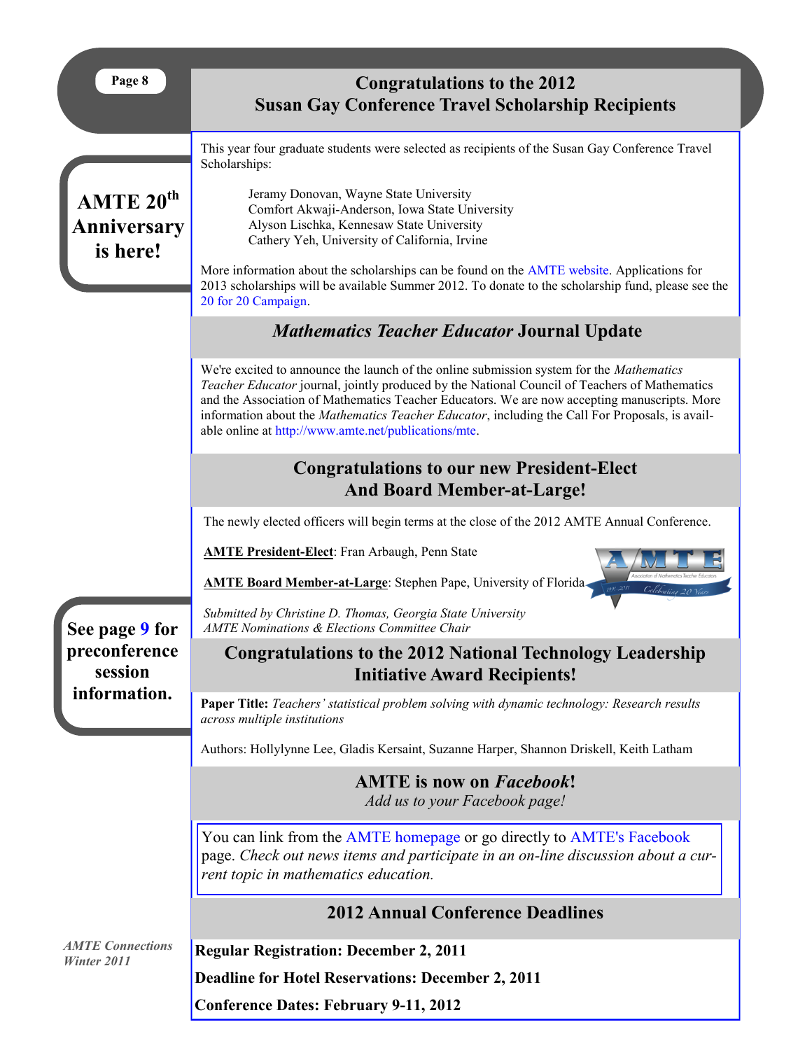## Congratulations to the 2012 Susan Gay Conference Travel Scholarship Recipients

This year four graduate students were selected as recipients of the Susan Gay Conference Travel Scholarships:

Jeramy Donovan, Wayne State University
Comfort Akwaji-Anderson, Iowa State University
Alyson Lischka, Kennesaw State University
Cathery Yeh, University of California, Irvine

More information about the scholarships can be found on the AMTE website. Applications for 2013 scholarships will be available Summer 2012. To donate to the scholarship fund, please see the 20 for 20 Campaign.

**AMTE 20th Anniversary is here!**

## *Mathematics Teacher Educator* Journal Update

We're excited to announce the launch of the online submission system for the *Mathematics Teacher Educator* journal, jointly produced by the National Council of Teachers of Mathematics and the Association of Mathematics Teacher Educators. We are now accepting manuscripts. More information about the *Mathematics Teacher Educator*, including the Call For Proposals, is available online at http://www.amte.net/publications/mte.

## Congratulations to our new President-Elect And Board Member-at-Large!

The newly elected officers will begin terms at the close of the 2012 AMTE Annual Conference.

**AMTE President-Elect**: Fran Arbaugh, Penn State

**AMTE Board Member-at-Large**: Stephen Pape, University of Florida

*Submitted by Christine D. Thomas, Georgia State University*
*AMTE Nominations & Elections Committee Chair*

**See page 9 for preconference session information.**

## Congratulations to the 2012 National Technology Leadership Initiative Award Recipients!

**Paper Title:** *Teachers' statistical problem solving with dynamic technology: Research results across multiple institutions*

Authors: Hollylynne Lee, Gladis Kersaint, Suzanne Harper, Shannon Driskell, Keith Latham

## AMTE is now on *Facebook*!

*Add us to your Facebook page!*

You can link from the AMTE homepage or go directly to AMTE's Facebook page. *Check out news items and participate in an on-line discussion about a current topic in mathematics education.*

## 2012 Annual Conference Deadlines

**Regular Registration: December 2, 2011**

**Deadline for Hotel Reservations: December 2, 2011**

**Conference Dates: February 9-11, 2012**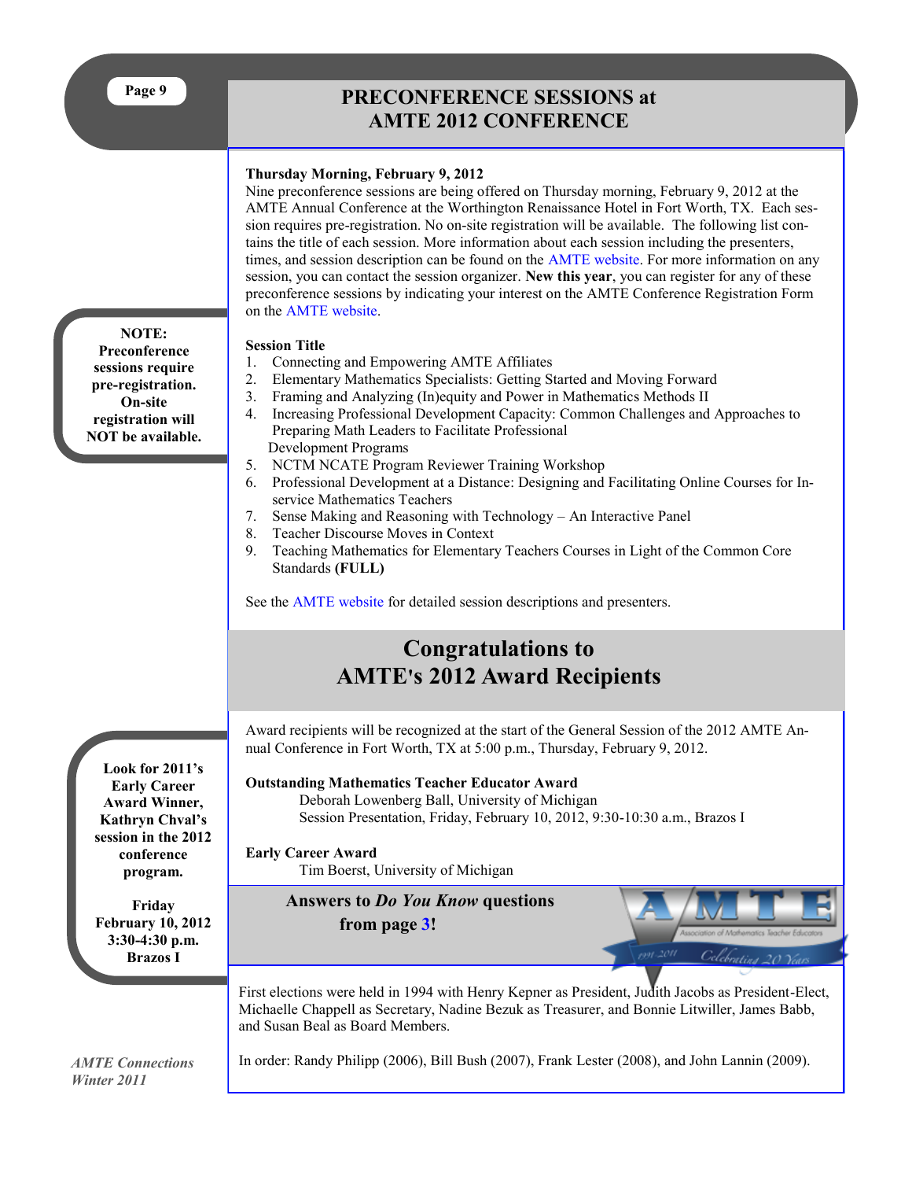## PRECONFERENCE SESSIONS at AMTE 2012 CONFERENCE

**Thursday Morning, February 9, 2012**

Nine preconference sessions are being offered on Thursday morning, February 9, 2012 at the AMTE Annual Conference at the Worthington Renaissance Hotel in Fort Worth, TX. Each session requires pre-registration. No on-site registration will be available. The following list contains the title of each session. More information about each session including the presenters, times, and session description can be found on the AMTE website. For more information on any session, you can contact the session organizer. **New this year**, you can register for any of these preconference sessions by indicating your interest on the AMTE Conference Registration Form on the AMTE website.

**NOTE: Preconference sessions require pre-registration. On-site registration will NOT be available.**

**Session Title**

1. Connecting and Empowering AMTE Affiliates
2. Elementary Mathematics Specialists: Getting Started and Moving Forward
3. Framing and Analyzing (In)equity and Power in Mathematics Methods II
4. Increasing Professional Development Capacity: Common Challenges and Approaches to Preparing Math Leaders to Facilitate Professional Development Programs
5. NCTM NCATE Program Reviewer Training Workshop
6. Professional Development at a Distance: Designing and Facilitating Online Courses for In-service Mathematics Teachers
7. Sense Making and Reasoning with Technology – An Interactive Panel
8. Teacher Discourse Moves in Context
9. Teaching Mathematics for Elementary Teachers Courses in Light of the Common Core Standards **(FULL)**

See the AMTE website for detailed session descriptions and presenters.

## Congratulations to AMTE's 2012 Award Recipients

Award recipients will be recognized at the start of the General Session of the 2012 AMTE Annual Conference in Fort Worth, TX at 5:00 p.m., Thursday, February 9, 2012.

**Outstanding Mathematics Teacher Educator Award**
Deborah Lowenberg Ball, University of Michigan
Session Presentation, Friday, February 10, 2012, 9:30-10:30 a.m., Brazos I

**Early Career Award**
Tim Boerst, University of Michigan

**Look for 2011's Early Career Award Winner, Kathryn Chval's session in the 2012 conference program.**

**Friday February 10, 2012 3:30-4:30 p.m. Brazos I**

### Answers to *Do You Know* questions from page 3!

First elections were held in 1994 with Henry Kepner as President, Judith Jacobs as President-Elect, Michaelle Chappell as Secretary, Nadine Bezuk as Treasurer, and Bonnie Litwiller, James Babb, and Susan Beal as Board Members.

In order: Randy Philipp (2006), Bill Bush (2007), Frank Lester (2008), and John Lannin (2009).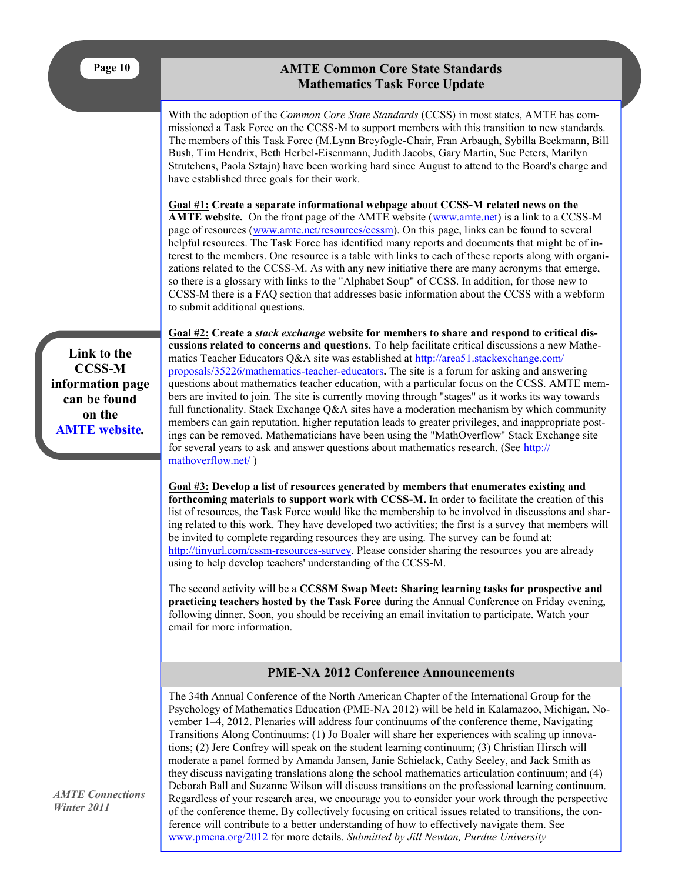## AMTE Common Core State Standards Mathematics Task Force Update

With the adoption of the *Common Core State Standards* (CCSS) in most states, AMTE has commissioned a Task Force on the CCSS-M to support members with this transition to new standards. The members of this Task Force (M.Lynn Breyfogle-Chair, Fran Arbaugh, Sybilla Beckmann, Bill Bush, Tim Hendrix, Beth Herbel-Eisenmann, Judith Jacobs, Gary Martin, Sue Peters, Marilyn Strutchens, Paola Sztajn) have been working hard since August to attend to the Board's charge and have established three goals for their work.

**Goal #1: Create a separate informational webpage about CCSS-M related news on the AMTE website.** On the front page of the AMTE website (www.amte.net) is a link to a CCSS-M page of resources (www.amte.net/resources/ccssm). On this page, links can be found to several helpful resources. The Task Force has identified many reports and documents that might be of interest to the members. One resource is a table with links to each of these reports along with organizations related to the CCSS-M. As with any new initiative there are many acronyms that emerge, so there is a glossary with links to the "Alphabet Soup" of CCSS. In addition, for those new to CCSS-M there is a FAQ section that addresses basic information about the CCSS with a webform to submit additional questions.

**Goal #2: Create a *stack exchange* website for members to share and respond to critical discussions related to concerns and questions.** To help facilitate critical discussions a new Mathematics Teacher Educators Q&A site was established at http://area51.stackexchange.com/proposals/35226/mathematics-teacher-educators**.** The site is a forum for asking and answering questions about mathematics teacher education, with a particular focus on the CCSS. AMTE members are invited to join. The site is currently moving through "stages" as it works its way towards full functionality. Stack Exchange Q&A sites have a moderation mechanism by which community members can gain reputation, higher reputation leads to greater privileges, and inappropriate postings can be removed. Mathematicians have been using the "MathOverflow" Stack Exchange site for several years to ask and answer questions about mathematics research. (See http://mathoverflow.net/ )

**Link to the CCSS-M information page can be found on the AMTE website.**

**Goal #3: Develop a list of resources generated by members that enumerates existing and forthcoming materials to support work with CCSS-M.** In order to facilitate the creation of this list of resources, the Task Force would like the membership to be involved in discussions and sharing related to this work. They have developed two activities; the first is a survey that members will be invited to complete regarding resources they are using. The survey can be found at: http://tinyurl.com/cssm-resources-survey. Please consider sharing the resources you are already using to help develop teachers' understanding of the CCSS-M.

The second activity will be a **CCSSM Swap Meet: Sharing learning tasks for prospective and practicing teachers hosted by the Task Force** during the Annual Conference on Friday evening, following dinner. Soon, you should be receiving an email invitation to participate. Watch your email for more information.

## PME-NA 2012 Conference Announcements

The 34th Annual Conference of the North American Chapter of the International Group for the Psychology of Mathematics Education (PME-NA 2012) will be held in Kalamazoo, Michigan, November 1–4, 2012. Plenaries will address four continuums of the conference theme, Navigating Transitions Along Continuums: (1) Jo Boaler will share her experiences with scaling up innovations; (2) Jere Confrey will speak on the student learning continuum; (3) Christian Hirsch will moderate a panel formed by Amanda Jansen, Janie Schielack, Cathy Seeley, and Jack Smith as they discuss navigating translations along the school mathematics articulation continuum; and (4) Deborah Ball and Suzanne Wilson will discuss transitions on the professional learning continuum. Regardless of your research area, we encourage you to consider your work through the perspective of the conference theme. By collectively focusing on critical issues related to transitions, the conference will contribute to a better understanding of how to effectively navigate them. See www.pmena.org/2012 for more details. *Submitted by Jill Newton, Purdue University*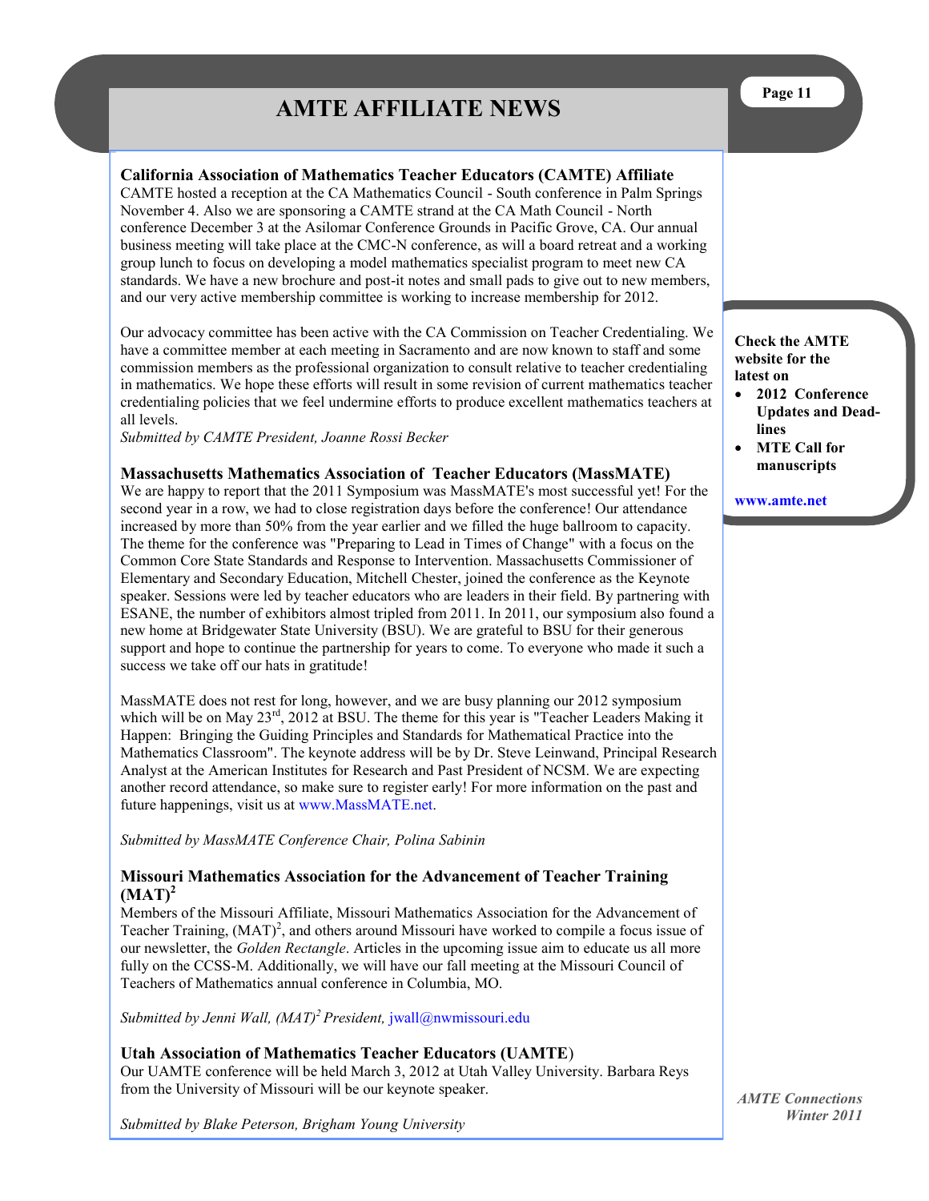# AMTE AFFILIATE NEWS

### California Association of Mathematics Teacher Educators (CAMTE) Affiliate

CAMTE hosted a reception at the CA Mathematics Council - South conference in Palm Springs November 4. Also we are sponsoring a CAMTE strand at the CA Math Council - North conference December 3 at the Asilomar Conference Grounds in Pacific Grove, CA. Our annual business meeting will take place at the CMC-N conference, as will a board retreat and a working group lunch to focus on developing a model mathematics specialist program to meet new CA standards. We have a new brochure and post-it notes and small pads to give out to new members, and our very active membership committee is working to increase membership for 2012.

Our advocacy committee has been active with the CA Commission on Teacher Credentialing. We have a committee member at each meeting in Sacramento and are now known to staff and some commission members as the professional organization to consult relative to teacher credentialing in mathematics. We hope these efforts will result in some revision of current mathematics teacher credentialing policies that we feel undermine efforts to produce excellent mathematics teachers at all levels.

*Submitted by CAMTE President, Joanne Rossi Becker*

### Massachusetts Mathematics Association of Teacher Educators (MassMATE)

We are happy to report that the 2011 Symposium was MassMATE's most successful yet! For the second year in a row, we had to close registration days before the conference! Our attendance increased by more than 50% from the year earlier and we filled the huge ballroom to capacity. The theme for the conference was "Preparing to Lead in Times of Change" with a focus on the Common Core State Standards and Response to Intervention. Massachusetts Commissioner of Elementary and Secondary Education, Mitchell Chester, joined the conference as the Keynote speaker. Sessions were led by teacher educators who are leaders in their field. By partnering with ESANE, the number of exhibitors almost tripled from 2011. In 2011, our symposium also found a new home at Bridgewater State University (BSU). We are grateful to BSU for their generous support and hope to continue the partnership for years to come. To everyone who made it such a success we take off our hats in gratitude!

MassMATE does not rest for long, however, and we are busy planning our 2012 symposium which will be on May 23rd, 2012 at BSU. The theme for this year is "Teacher Leaders Making it Happen: Bringing the Guiding Principles and Standards for Mathematical Practice into the Mathematics Classroom". The keynote address will be by Dr. Steve Leinwand, Principal Research Analyst at the American Institutes for Research and Past President of NCSM. We are expecting another record attendance, so make sure to register early! For more information on the past and future happenings, visit us at www.MassMATE.net.

*Submitted by MassMATE Conference Chair, Polina Sabinin*

### Missouri Mathematics Association for the Advancement of Teacher Training $(MAT)^2$

Members of the Missouri Affiliate, Missouri Mathematics Association for the Advancement of Teacher Training, $(MAT)^2$, and others around Missouri have worked to compile a focus issue of our newsletter, the *Golden Rectangle*. Articles in the upcoming issue aim to educate us all more fully on the CCSS-M. Additionally, we will have our fall meeting at the Missouri Council of Teachers of Mathematics annual conference in Columbia, MO.

*Submitted by Jenni Wall, $(MAT)^2$ President,* jwall@nwmissouri.edu

### Utah Association of Mathematics Teacher Educators (UAMTE)

Our UAMTE conference will be held March 3, 2012 at Utah Valley University. Barbara Reys from the University of Missouri will be our keynote speaker.

*Submitted by Blake Peterson, Brigham Young University*

**Check the AMTE website for the latest on**

- **2012 Conference Updates and Deadlines**
- **MTE Call for manuscripts**

**www.amte.net**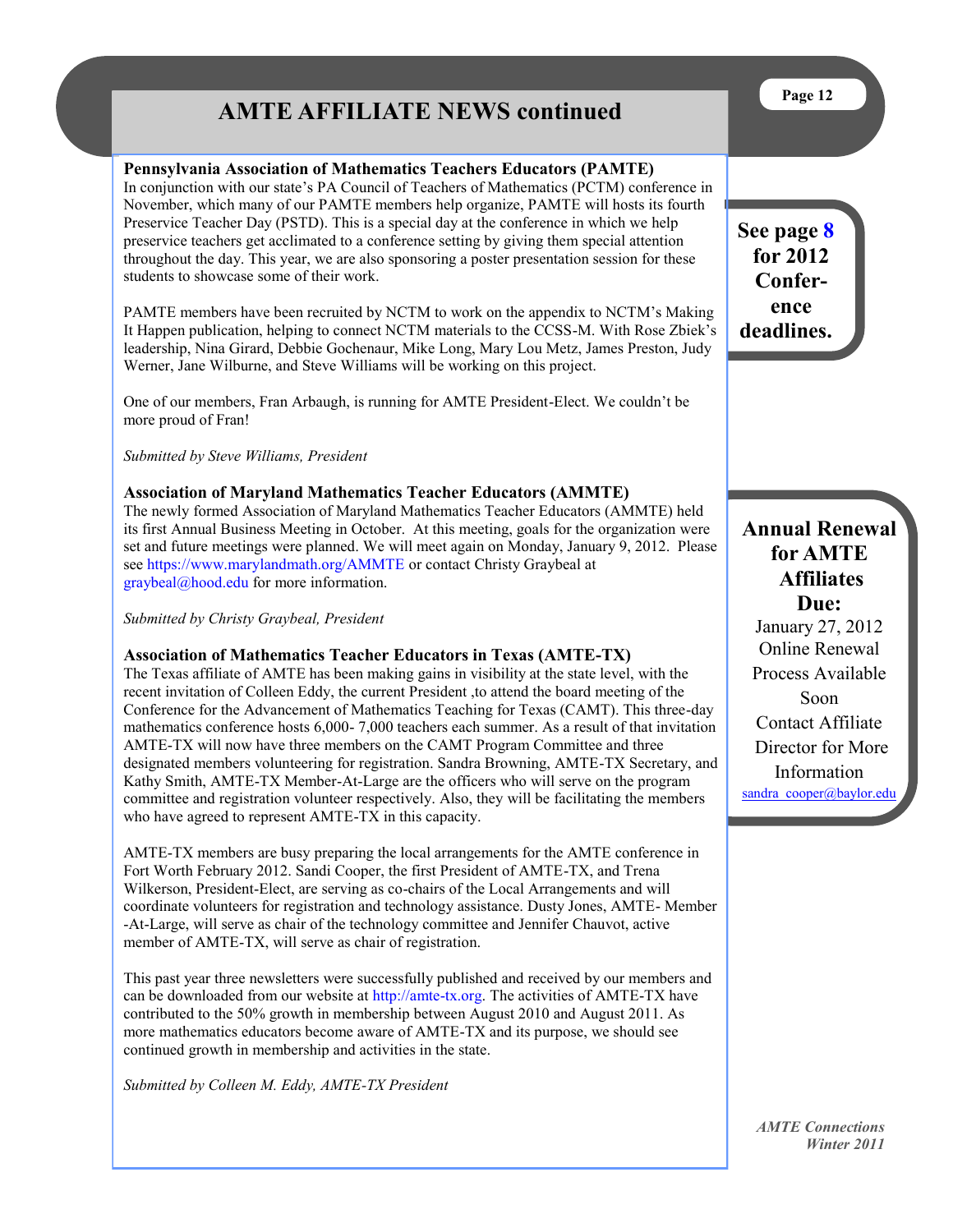# AMTE AFFILIATE NEWS continued

### Pennsylvania Association of Mathematics Teachers Educators (PAMTE)

In conjunction with our state's PA Council of Teachers of Mathematics (PCTM) conference in November, which many of our PAMTE members help organize, PAMTE will hosts its fourth Preservice Teacher Day (PSTD). This is a special day at the conference in which we help preservice teachers get acclimated to a conference setting by giving them special attention throughout the day. This year, we are also sponsoring a poster presentation session for these students to showcase some of their work.

PAMTE members have been recruited by NCTM to work on the appendix to NCTM's Making It Happen publication, helping to connect NCTM materials to the CCSS-M. With Rose Zbiek's leadership, Nina Girard, Debbie Gochenaur, Mike Long, Mary Lou Metz, James Preston, Judy Werner, Jane Wilburne, and Steve Williams will be working on this project.

One of our members, Fran Arbaugh, is running for AMTE President-Elect. We couldn't be more proud of Fran!

*Submitted by Steve Williams, President*

**See page 8 for 2012 Conference deadlines.**

### Association of Maryland Mathematics Teacher Educators (AMMTE)

The newly formed Association of Maryland Mathematics Teacher Educators (AMMTE) held its first Annual Business Meeting in October. At this meeting, goals for the organization were set and future meetings were planned. We will meet again on Monday, January 9, 2012. Please see https://www.marylandmath.org/AMMTE or contact Christy Graybeal at graybeal@hood.edu for more information.

*Submitted by Christy Graybeal, President*

**Annual Renewal for AMTE Affiliates Due:**
January 27, 2012
Online Renewal Process Available Soon
Contact Affiliate Director for More Information
sandra_cooper@baylor.edu

### Association of Mathematics Teacher Educators in Texas (AMTE-TX)

The Texas affiliate of AMTE has been making gains in visibility at the state level, with the recent invitation of Colleen Eddy, the current President ,to attend the board meeting of the Conference for the Advancement of Mathematics Teaching for Texas (CAMT). This three-day mathematics conference hosts 6,000- 7,000 teachers each summer. As a result of that invitation AMTE-TX will now have three members on the CAMT Program Committee and three designated members volunteering for registration. Sandra Browning, AMTE-TX Secretary, and Kathy Smith, AMTE-TX Member-At-Large are the officers who will serve on the program committee and registration volunteer respectively. Also, they will be facilitating the members who have agreed to represent AMTE-TX in this capacity.

AMTE-TX members are busy preparing the local arrangements for the AMTE conference in Fort Worth February 2012. Sandi Cooper, the first President of AMTE-TX, and Trena Wilkerson, President-Elect, are serving as co-chairs of the Local Arrangements and will coordinate volunteers for registration and technology assistance. Dusty Jones, AMTE- Member -At-Large, will serve as chair of the technology committee and Jennifer Chauvot, active member of AMTE-TX, will serve as chair of registration.

This past year three newsletters were successfully published and received by our members and can be downloaded from our website at http://amte-tx.org. The activities of AMTE-TX have contributed to the 50% growth in membership between August 2010 and August 2011. As more mathematics educators become aware of AMTE-TX and its purpose, we should see continued growth in membership and activities in the state.

*Submitted by Colleen M. Eddy, AMTE-TX President*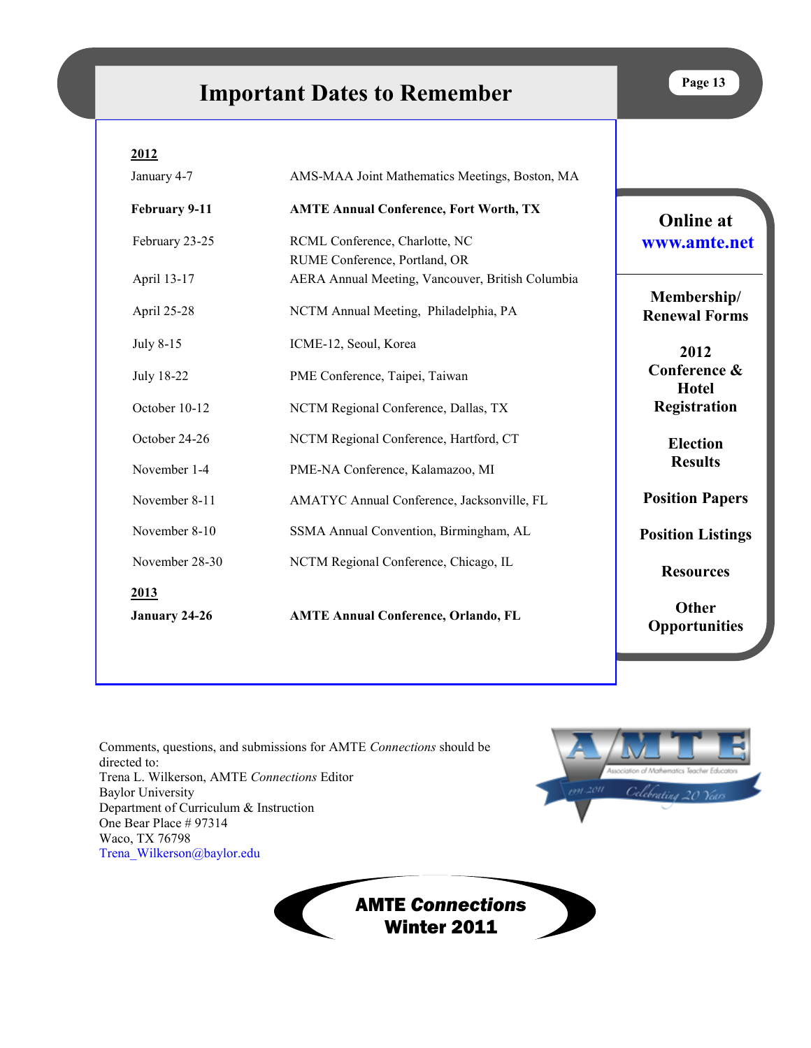# Important Dates to Remember

| | |
|---|---|
| **2012** | |
| January 4-7 | AMS-MAA Joint Mathematics Meetings, Boston, MA |
| **February 9-11** | **AMTE Annual Conference, Fort Worth, TX** |
| February 23-25 | RCML Conference, Charlotte, NC<br>RUME Conference, Portland, OR |
| April 13-17 | AERA Annual Meeting, Vancouver, British Columbia |
| April 25-28 | NCTM Annual Meeting, Philadelphia, PA |
| July 8-15 | ICME-12, Seoul, Korea |
| July 18-22 | PME Conference, Taipei, Taiwan |
| October 10-12 | NCTM Regional Conference, Dallas, TX |
| October 24-26 | NCTM Regional Conference, Hartford, CT |
| November 1-4 | PME-NA Conference, Kalamazoo, MI |
| November 8-11 | AMATYC Annual Conference, Jacksonville, FL |
| November 8-10 | SSMA Annual Convention, Birmingham, AL |
| November 28-30 | NCTM Regional Conference, Chicago, IL |
| **2013** | |
| **January 24-26** | **AMTE Annual Conference, Orlando, FL** |

**Online at www.amte.net**

**Membership/ Renewal Forms**

**2012 Conference & Hotel Registration**

**Election Results**

**Position Papers**

**Position Listings**

**Resources**

**Other Opportunities**

Comments, questions, and submissions for AMTE *Connections* should be directed to:
Trena L. Wilkerson, AMTE *Connections* Editor
Baylor University
Department of Curriculum & Instruction
One Bear Place # 97314
Waco, TX 76798
Trena_Wilkerson@baylor.edu

AMTE
Association of Mathematics Teacher Educators
1991 2011 Celebrating 20 Years

**AMTE *Connections***
**Winter 2011**